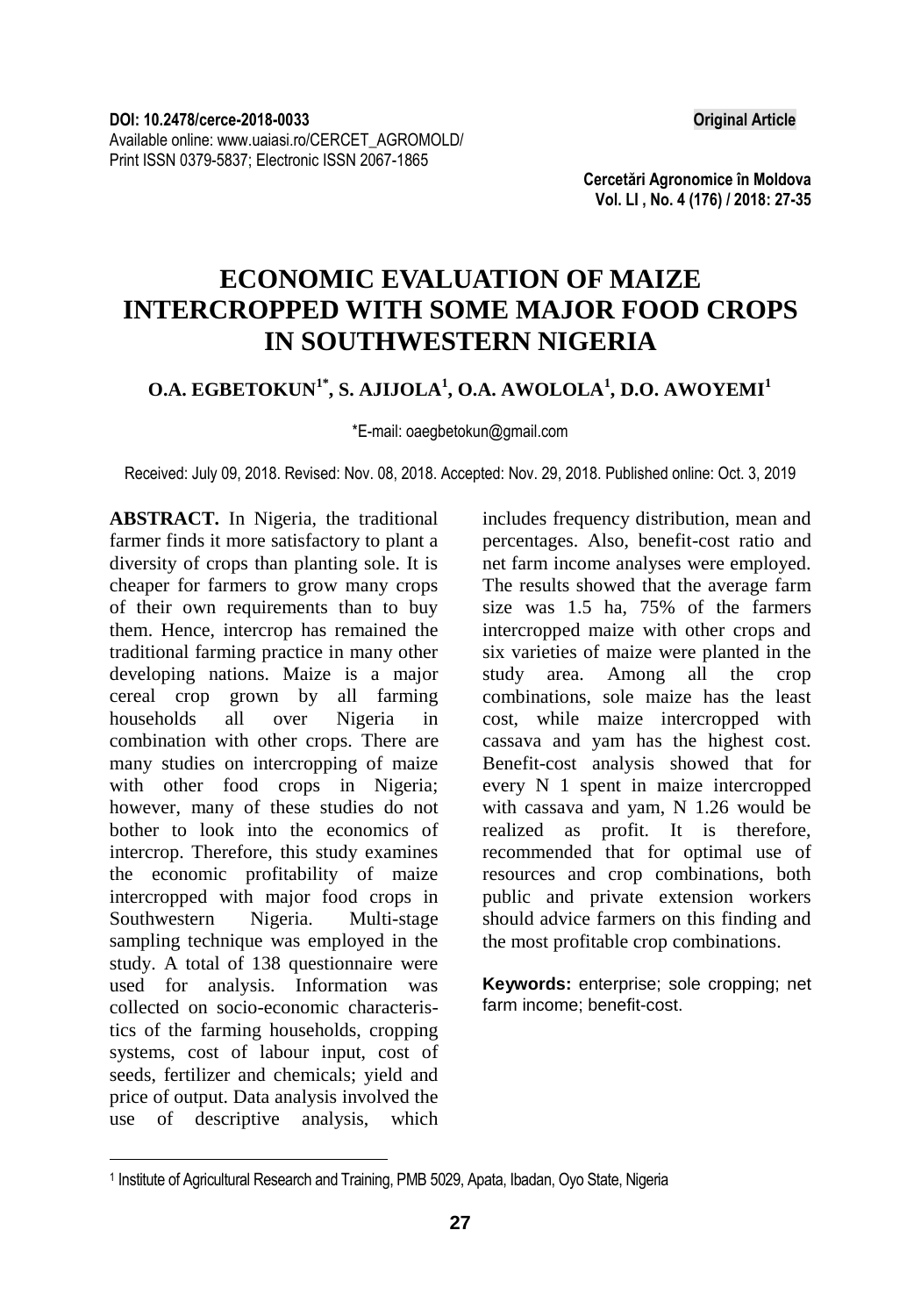DOI: 10.2478/cerce-2018-0033

Available online: www.uaiasi.ro/CERCET_AGROMOLD/

Print ISSN 0379-5837; Electronic ISSN 2067-1865

**Original Article**

# ECONOMIC EVALUATION OF MAIZE INTERCROPPED WITH SOME MAJOR FOOD CROPS IN SOUTHWESTERN NIGERIA

**O.A. EGBETOKUN[1*], S. AJIJOLA[1], O.A. AWOLOLA[1], D.O. AWOYEMI[1]**

*E-mail: oaegbetokun@gmail.com

Received: July 09, 2018. Revised: Nov. 08, 2018. Accepted: Nov. 29, 2018. Published online: Oct. 3, 2019

**ABSTRACT.** In Nigeria, the traditional farmer finds it more satisfactory to plant a diversity of crops than planting sole. It is cheaper for farmers to grow many crops of their own requirements than to buy them. Hence, intercrop has remained the traditional farming practice in many other developing nations. Maize is a major cereal crop grown by all farming households all over Nigeria in combination with other crops. There are many studies on intercropping of maize with other food crops in Nigeria; however, many of these studies do not bother to look into the economics of intercrop. Therefore, this study examines the economic profitability of maize intercropped with major food crops in Southwestern Nigeria. Multi-stage sampling technique was employed in the study. A total of 138 questionnaire were used for analysis. Information was collected on socio-economic characteristics of the farming households, cropping systems, cost of labour input, cost of seeds, fertilizer and chemicals; yield and price of output. Data analysis involved the use of descriptive analysis, which includes frequency distribution, mean and percentages. Also, benefit-cost ratio and net farm income analyses were employed. The results showed that the average farm size was 1.5 ha, 75% of the farmers intercropped maize with other crops and six varieties of maize were planted in the study area. Among all the crop combinations, sole maize has the least cost, while maize intercropped with cassava and yam has the highest cost. Benefit-cost analysis showed that for every N 1 spent in maize intercropped with cassava and yam, N 1.26 would be realized as profit. It is therefore, recommended that for optimal use of resources and crop combinations, both public and private extension workers should advice farmers on this finding and the most profitable crop combinations.

**Keywords:** enterprise; sole cropping; net farm income; benefit-cost.

[1] Institute of Agricultural Research and Training, PMB 5029, Apata, Ibadan, Oyo State, Nigeria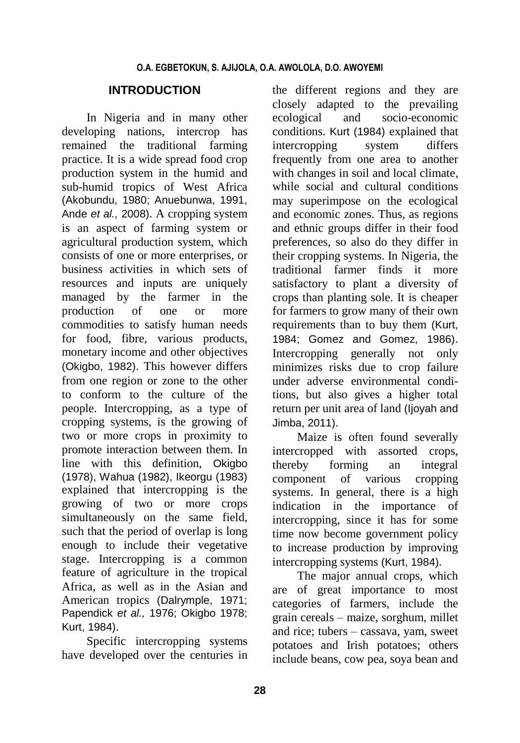## INTRODUCTION

In Nigeria and in many other developing nations, intercrop has remained the traditional farming practice. It is a wide spread food crop production system in the humid and sub-humid tropics of West Africa (Akobundu, 1980; Anuebunwa, 1991, Ande *et al.,* 2008). A cropping system is an aspect of farming system or agricultural production system, which consists of one or more enterprises, or business activities in which sets of resources and inputs are uniquely managed by the farmer in the production of one or more commodities to satisfy human needs for food, fibre, various products, monetary income and other objectives (Okigbo, 1982). This however differs from one region or zone to the other to conform to the culture of the people. Intercropping, as a type of cropping systems, is the growing of two or more crops in proximity to promote interaction between them. In line with this definition, Okigbo (1978), Wahua (1982), Ikeorgu (1983) explained that intercropping is the growing of two or more crops simultaneously on the same field, such that the period of overlap is long enough to include their vegetative stage. Intercropping is a common feature of agriculture in the tropical Africa, as well as in the Asian and American tropics (Dalrymple, 1971; Papendick *et al.,* 1976; Okigbo 1978; Kurt, 1984).

Specific intercropping systems have developed over the centuries in the different regions and they are closely adapted to the prevailing ecological and socio-economic conditions. Kurt (1984) explained that intercropping system differs frequently from one area to another with changes in soil and local climate, while social and cultural conditions may superimpose on the ecological and economic zones. Thus, as regions and ethnic groups differ in their food preferences, so also do they differ in their cropping systems. In Nigeria, the traditional farmer finds it more satisfactory to plant a diversity of crops than planting sole. It is cheaper for farmers to grow many of their own requirements than to buy them (Kurt, 1984; Gomez and Gomez, 1986). Intercropping generally not only minimizes risks due to crop failure under adverse environmental conditions, but also gives a higher total return per unit area of land (Ijoyah and Jimba, 2011).

Maize is often found severally intercropped with assorted crops, thereby forming an integral component of various cropping systems. In general, there is a high indication in the importance of intercropping, since it has for some time now become government policy to increase production by improving intercropping systems (Kurt, 1984).

The major annual crops, which are of great importance to most categories of farmers, include the grain cereals – maize, sorghum, millet and rice; tubers – cassava, yam, sweet potatoes and Irish potatoes; others include beans, cow pea, soya bean and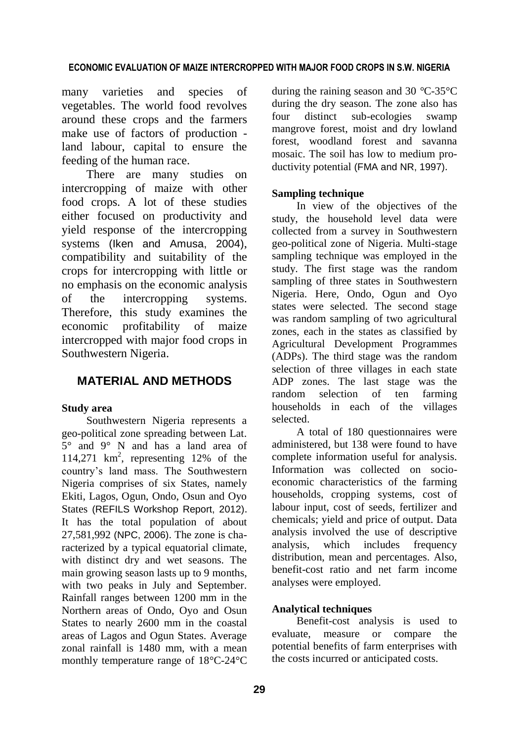many varieties and species of vegetables. The world food revolves around these crops and the farmers make use of factors of production - land labour, capital to ensure the feeding of the human race.

There are many studies on intercropping of maize with other food crops. A lot of these studies either focused on productivity and yield response of the intercropping systems (Iken and Amusa, 2004), compatibility and suitability of the crops for intercropping with little or no emphasis on the economic analysis of the intercropping systems. Therefore, this study examines the economic profitability of maize intercropped with major food crops in Southwestern Nigeria.

## MATERIAL AND METHODS

### Study area

Southwestern Nigeria represents a geo-political zone spreading between Lat. 5° and 9° N and has a land area of 114,271 km$^2$, representing 12% of the country's land mass. The Southwestern Nigeria comprises of six States, namely Ekiti, Lagos, Ogun, Ondo, Osun and Oyo States (REFILS Workshop Report, 2012). It has the total population of about 27,581,992 (NPC, 2006). The zone is characterized by a typical equatorial climate, with distinct dry and wet seasons. The main growing season lasts up to 9 months, with two peaks in July and September. Rainfall ranges between 1200 mm in the Northern areas of Ondo, Oyo and Osun States to nearly 2600 mm in the coastal areas of Lagos and Ogun States. Average zonal rainfall is 1480 mm, with a mean monthly temperature range of 18°C-24°C during the raining season and 30 °C-35°C during the dry season. The zone also has four distinct sub-ecologies swamp mangrove forest, moist and dry lowland forest, woodland forest and savanna mosaic. The soil has low to medium productivity potential (FMA and NR, 1997).

### Sampling technique

In view of the objectives of the study, the household level data were collected from a survey in Southwestern geo-political zone of Nigeria. Multi-stage sampling technique was employed in the study. The first stage was the random sampling of three states in Southwestern Nigeria. Here, Ondo, Ogun and Oyo states were selected. The second stage was random sampling of two agricultural zones, each in the states as classified by Agricultural Development Programmes (ADPs). The third stage was the random selection of three villages in each state ADP zones. The last stage was the random selection of ten farming households in each of the villages selected.

A total of 180 questionnaires were administered, but 138 were found to have complete information useful for analysis. Information was collected on socio-economic characteristics of the farming households, cropping systems, cost of labour input, cost of seeds, fertilizer and chemicals; yield and price of output. Data analysis involved the use of descriptive analysis, which includes frequency distribution, mean and percentages. Also, benefit-cost ratio and net farm income analyses were employed.

### Analytical techniques

Benefit-cost analysis is used to evaluate, measure or compare the potential benefits of farm enterprises with the costs incurred or anticipated costs.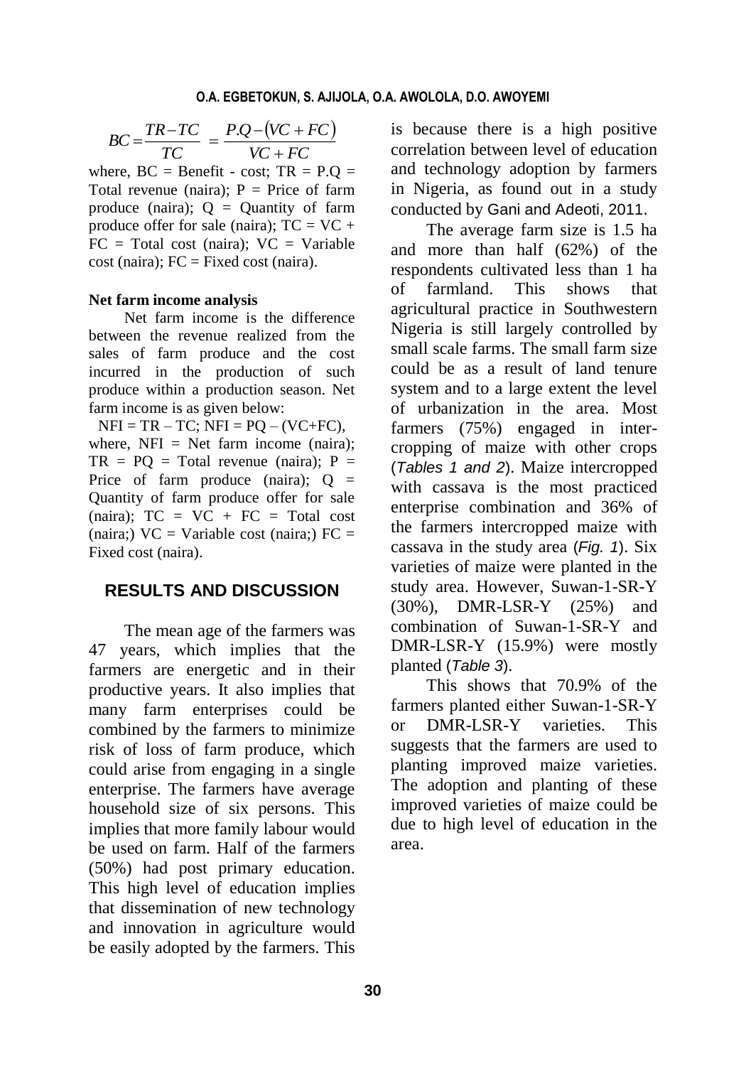$$BC = \frac{TR - TC}{TC} = \frac{P.Q - (VC + FC)}{VC + FC}$$

where, BC = Benefit - cost; TR = P.Q = Total revenue (naira); P = Price of farm produce (naira); Q = Quantity of farm produce offer for sale (naira); TC = VC + FC = Total cost (naira); VC = Variable cost (naira); FC = Fixed cost (naira).

**Net farm income analysis**

Net farm income is the difference between the revenue realized from the sales of farm produce and the cost incurred in the production of such produce within a production season. Net farm income is as given below:

NFI = TR – TC; NFI = PQ – (VC+FC),

where, NFI = Net farm income (naira); TR = PQ = Total revenue (naira); P = Price of farm produce (naira); Q = Quantity of farm produce offer for sale (naira); TC = VC + FC = Total cost (naira;) VC = Variable cost (naira;) FC = Fixed cost (naira).

## RESULTS AND DISCUSSION

The mean age of the farmers was 47 years, which implies that the farmers are energetic and in their productive years. It also implies that many farm enterprises could be combined by the farmers to minimize risk of loss of farm produce, which could arise from engaging in a single enterprise. The farmers have average household size of six persons. This implies that more family labour would be used on farm. Half of the farmers (50%) had post primary education. This high level of education implies that dissemination of new technology and innovation in agriculture would be easily adopted by the farmers. This is because there is a high positive correlation between level of education and technology adoption by farmers in Nigeria, as found out in a study conducted by Gani and Adeoti, 2011.

The average farm size is 1.5 ha and more than half (62%) of the respondents cultivated less than 1 ha of farmland. This shows that agricultural practice in Southwestern Nigeria is still largely controlled by small scale farms. The small farm size could be as a result of land tenure system and to a large extent the level of urbanization in the area. Most farmers (75%) engaged in inter-cropping of maize with other crops (*Tables 1 and 2*). Maize intercropped with cassava is the most practiced enterprise combination and 36% of the farmers intercropped maize with cassava in the study area (*Fig. 1*). Six varieties of maize were planted in the study area. However, Suwan-1-SR-Y (30%), DMR-LSR-Y (25%) and combination of Suwan-1-SR-Y and DMR-LSR-Y (15.9%) were mostly planted (*Table 3*).

This shows that 70.9% of the farmers planted either Suwan-1-SR-Y or DMR-LSR-Y varieties. This suggests that the farmers are used to planting improved maize varieties. The adoption and planting of these improved varieties of maize could be due to high level of education in the area.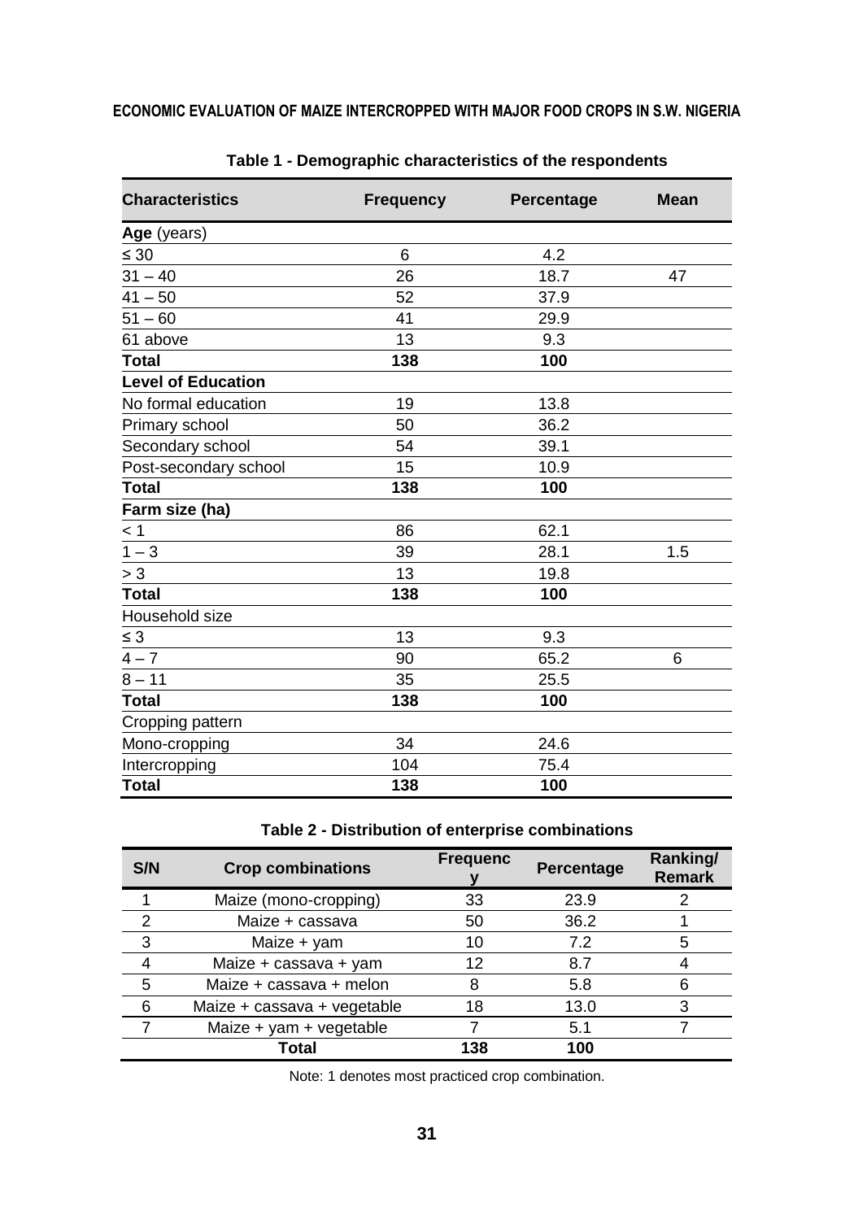**Table 1 - Demographic characteristics of the respondents**

| Characteristics | Frequency | Percentage | Mean |
|---|---|---|---|
| **Age** (years) | | | |
| ≤ 30 | 6 | 4.2 | |
| 31 – 40 | 26 | 18.7 | 47 |
| 41 – 50 | 52 | 37.9 | |
| 51 – 60 | 41 | 29.9 | |
| 61 above | 13 | 9.3 | |
| **Total** | **138** | **100** | |
| **Level of Education** | | | |
| No formal education | 19 | 13.8 | |
| Primary school | 50 | 36.2 | |
| Secondary school | 54 | 39.1 | |
| Post-secondary school | 15 | 10.9 | |
| **Total** | **138** | **100** | |
| **Farm size (ha)** | | | |
| < 1 | 86 | 62.1 | |
| 1 – 3 | 39 | 28.1 | 1.5 |
| > 3 | 13 | 19.8 | |
| **Total** | **138** | **100** | |
| Household size | | | |
| ≤ 3 | 13 | 9.3 | |
| 4 – 7 | 90 | 65.2 | 6 |
| 8 – 11 | 35 | 25.5 | |
| **Total** | **138** | **100** | |
| Cropping pattern | | | |
| Mono-cropping | 34 | 24.6 | |
| Intercropping | 104 | 75.4 | |
| **Total** | **138** | **100** | |

**Table 2 - Distribution of enterprise combinations**

| S/N | Crop combinations | Frequency | Percentage | Ranking/ Remark |
|---|---|---|---|---|
| 1 | Maize (mono-cropping) | 33 | 23.9 | 2 |
| 2 | Maize + cassava | 50 | 36.2 | 1 |
| 3 | Maize + yam | 10 | 7.2 | 5 |
| 4 | Maize + cassava + yam | 12 | 8.7 | 4 |
| 5 | Maize + cassava + melon | 8 | 5.8 | 6 |
| 6 | Maize + cassava + vegetable | 18 | 13.0 | 3 |
| 7 | Maize + yam + vegetable | 7 | 5.1 | 7 |
| | **Total** | **138** | **100** | |

Note: 1 denotes most practiced crop combination.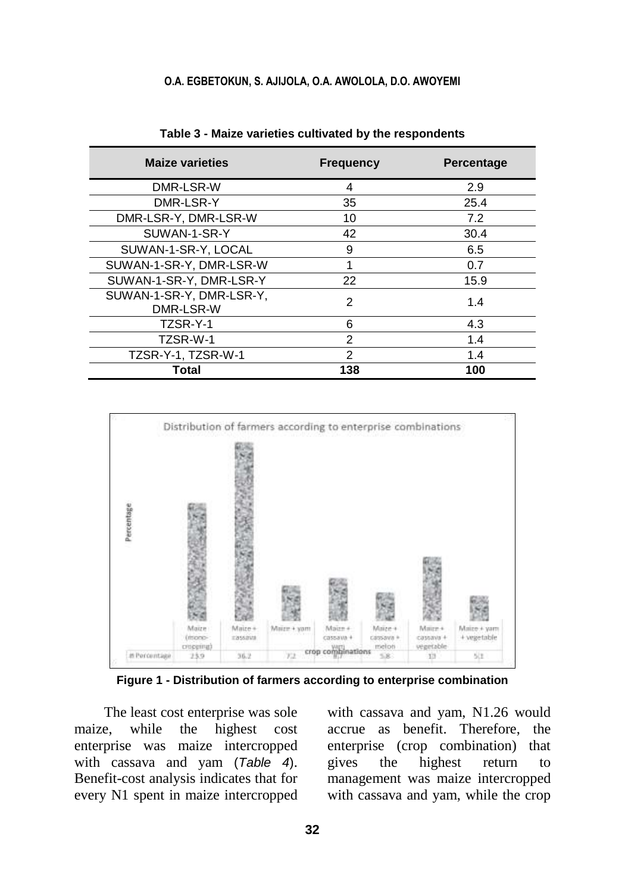**Table 3 - Maize varieties cultivated by the respondents**

| Maize varieties | Frequency | Percentage |
|---|---|---|
| DMR-LSR-W | 4 | 2.9 |
| DMR-LSR-Y | 35 | 25.4 |
| DMR-LSR-Y, DMR-LSR-W | 10 | 7.2 |
| SUWAN-1-SR-Y | 42 | 30.4 |
| SUWAN-1-SR-Y, LOCAL | 9 | 6.5 |
| SUWAN-1-SR-Y, DMR-LSR-W | 1 | 0.7 |
| SUWAN-1-SR-Y, DMR-LSR-Y | 22 | 15.9 |
| SUWAN-1-SR-Y, DMR-LSR-Y, DMR-LSR-W | 2 | 1.4 |
| TZSR-Y-1 | 6 | 4.3 |
| TZSR-W-1 | 2 | 1.4 |
| TZSR-Y-1, TZSR-W-1 | 2 | 1.4 |
| **Total** | **138** | **100** |

Distribution of farmers according to enterprise combinations

| crop combinations | Maize (mono-cropping) | Maize + cassava | Maize + yam | Maize + cassava + yam | Maize + cassava + melon | Maize + cassava + vegetable | Maize + yam + vegetable |
|---|---|---|---|---|---|---|---|
| Percentage | 23.9 | 36.2 | 7.2 | 8.7 | 5.8 | 13 | 5.1 |

**Figure 1 - Distribution of farmers according to enterprise combination**

The least cost enterprise was sole maize, while the highest cost enterprise was maize intercropped with cassava and yam (*Table 4*). Benefit-cost analysis indicates that for every N1 spent in maize intercropped with cassava and yam, N1.26 would accrue as benefit. Therefore, the enterprise (crop combination) that gives the highest return to management was maize intercropped with cassava and yam, while the crop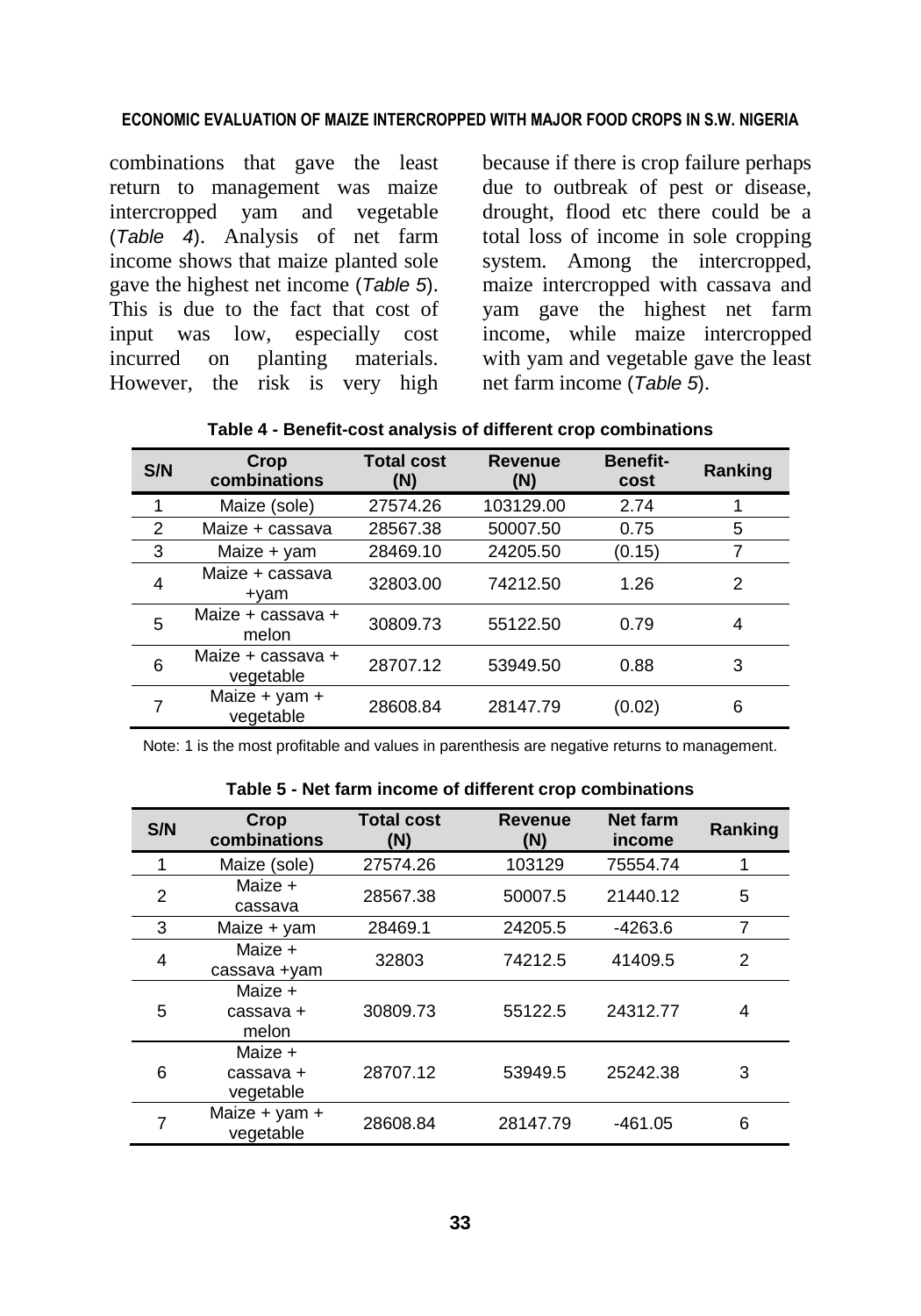combinations that gave the least return to management was maize intercropped yam and vegetable (*Table 4*). Analysis of net farm income shows that maize planted sole gave the highest net income (*Table 5*). This is due to the fact that cost of input was low, especially cost incurred on planting materials. However, the risk is very high because if there is crop failure perhaps due to outbreak of pest or disease, drought, flood etc there could be a total loss of income in sole cropping system. Among the intercropped, maize intercropped with cassava and yam gave the highest net farm income, while maize intercropped with yam and vegetable gave the least net farm income (*Table 5*).

**Table 4 - Benefit-cost analysis of different crop combinations**

| S/N | Crop combinations | Total cost (N) | Revenue (N) | Benefit-cost | Ranking |
|---|---|---|---|---|---|
| 1 | Maize (sole) | 27574.26 | 103129.00 | 2.74 | 1 |
| 2 | Maize + cassava | 28567.38 | 50007.50 | 0.75 | 5 |
| 3 | Maize + yam | 28469.10 | 24205.50 | (0.15) | 7 |
| 4 | Maize + cassava +yam | 32803.00 | 74212.50 | 1.26 | 2 |
| 5 | Maize + cassava + melon | 30809.73 | 55122.50 | 0.79 | 4 |
| 6 | Maize + cassava + vegetable | 28707.12 | 53949.50 | 0.88 | 3 |
| 7 | Maize + yam + vegetable | 28608.84 | 28147.79 | (0.02) | 6 |

Note: 1 is the most profitable and values in parenthesis are negative returns to management.

**Table 5 - Net farm income of different crop combinations**

| S/N | Crop combinations | Total cost (N) | Revenue (N) | Net farm income | Ranking |
|---|---|---|---|---|---|
| 1 | Maize (sole) | 27574.26 | 103129 | 75554.74 | 1 |
| 2 | Maize + cassava | 28567.38 | 50007.5 | 21440.12 | 5 |
| 3 | Maize + yam | 28469.1 | 24205.5 | -4263.6 | 7 |
| 4 | Maize + cassava +yam | 32803 | 74212.5 | 41409.5 | 2 |
| 5 | Maize + cassava + melon | 30809.73 | 55122.5 | 24312.77 | 4 |
| 6 | Maize + cassava + vegetable | 28707.12 | 53949.5 | 25242.38 | 3 |
| 7 | Maize + yam + vegetable | 28608.84 | 28147.79 | -461.05 | 6 |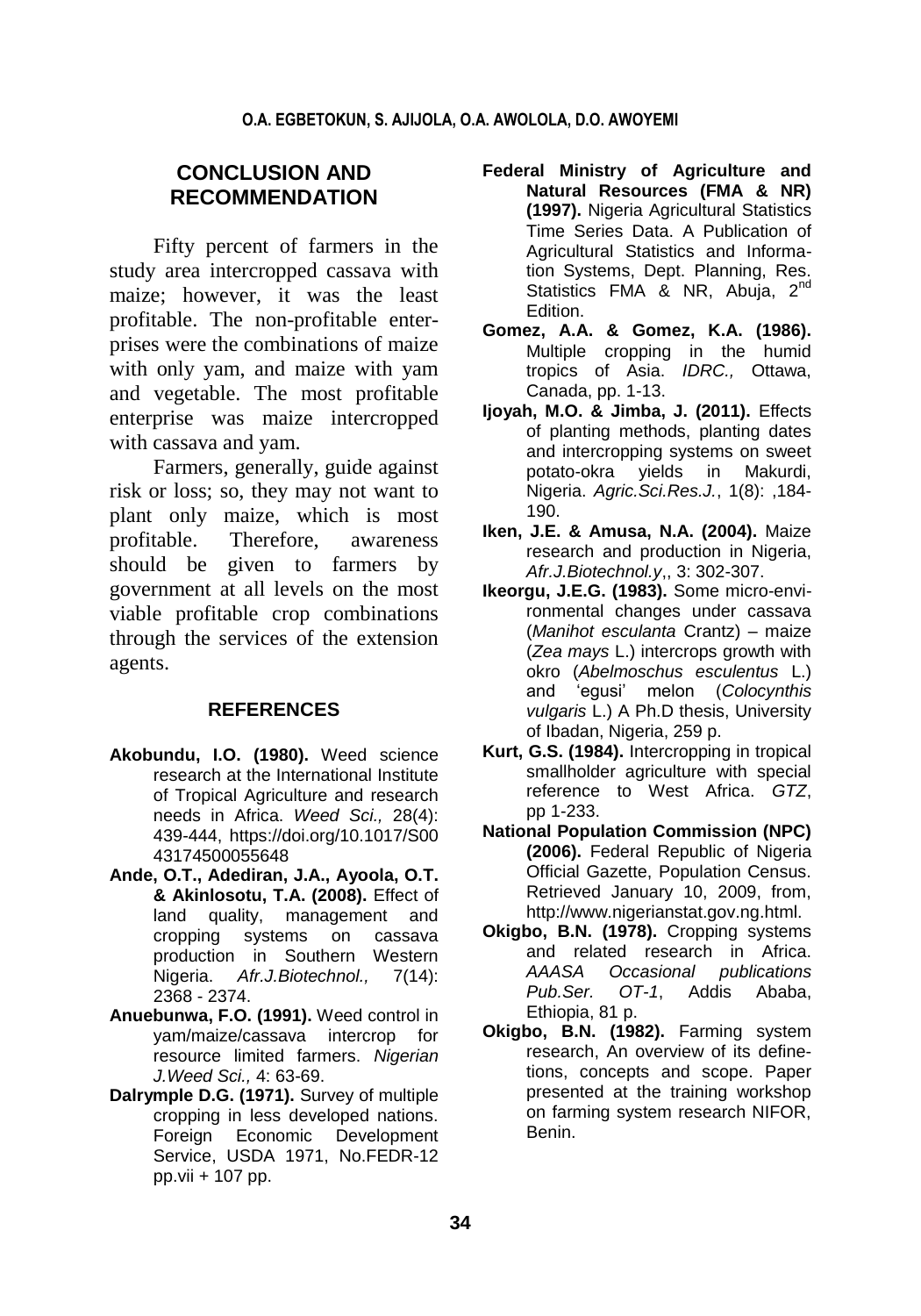## CONCLUSION AND RECOMMENDATION

Fifty percent of farmers in the study area intercropped cassava with maize; however, it was the least profitable. The non-profitable enterprises were the combinations of maize with only yam, and maize with yam and vegetable. The most profitable enterprise was maize intercropped with cassava and yam.

Farmers, generally, guide against risk or loss; so, they may not want to plant only maize, which is most profitable. Therefore, awareness should be given to farmers by government at all levels on the most viable profitable crop combinations through the services of the extension agents.

## REFERENCES

**Akobundu, I.O. (1980).** Weed science research at the International Institute of Tropical Agriculture and research needs in Africa. *Weed Sci.,* 28(4): 439-444, https://doi.org/10.1017/S0043174500055648

**Ande, O.T., Adediran, J.A., Ayoola, O.T. & Akinlosotu, T.A. (2008).** Effect of land quality, management and cropping systems on cassava production in Southern Western Nigeria. *Afr.J.Biotechnol.,* 7(14): 2368 - 2374.

**Anuebunwa, F.O. (1991).** Weed control in yam/maize/cassava intercrop for resource limited farmers. *Nigerian J.Weed Sci.,* 4: 63-69.

**Dalrymple D.G. (1971).** Survey of multiple cropping in less developed nations. Foreign Economic Development Service, USDA 1971, No.FEDR-12 pp.vii + 107 pp.

**Federal Ministry of Agriculture and Natural Resources (FMA & NR) (1997).** Nigeria Agricultural Statistics Time Series Data. A Publication of Agricultural Statistics and Information Systems, Dept. Planning, Res. Statistics FMA & NR, Abuja, 2nd Edition.

**Gomez, A.A. & Gomez, K.A. (1986).** Multiple cropping in the humid tropics of Asia. *IDRC.,* Ottawa, Canada, pp. 1-13.

**Ijoyah, M.O. & Jimba, J. (2011).** Effects of planting methods, planting dates and intercropping systems on sweet potato-okra yields in Makurdi, Nigeria. *Agric.Sci.Res.J.*, 1(8): ,184-190.

**Iken, J.E. & Amusa, N.A. (2004).** Maize research and production in Nigeria, *Afr.J.Biotechnol.y*,, 3: 302-307.

**Ikeorgu, J.E.G. (1983).** Some micro-environmental changes under cassava (*Manihot esculanta* Crantz) – maize (*Zea mays* L.) intercrops growth with okro (*Abelmoschus esculentus* L.) and 'egusi' melon (*Colocynthis vulgaris* L.) A Ph.D thesis, University of Ibadan, Nigeria, 259 p.

**Kurt, G.S. (1984).** Intercropping in tropical smallholder agriculture with special reference to West Africa. *GTZ*, pp 1-233.

**National Population Commission (NPC) (2006).** Federal Republic of Nigeria Official Gazette, Population Census. Retrieved January 10, 2009, from, http://www.nigerianstat.gov.ng.html.

**Okigbo, B.N. (1978).** Cropping systems and related research in Africa. *AAASA Occasional publications Pub.Ser. OT-1*, Addis Ababa, Ethiopia, 81 p.

**Okigbo, B.N. (1982).** Farming system research, An overview of its definetions, concepts and scope. Paper presented at the training workshop on farming system research NIFOR, Benin.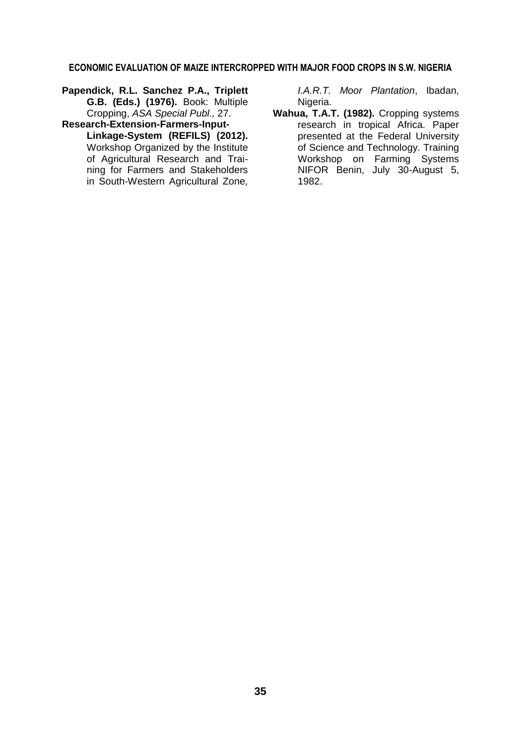**Papendick, R.L. Sanchez P.A., Triplett G.B. (Eds.) (1976).** Book: Multiple Cropping, *ASA Special Publ.,* 27.

**Research-Extension-Farmers-Input-Linkage-System (REFILS) (2012).** Workshop Organized by the Institute of Agricultural Research and Training for Farmers and Stakeholders in South-Western Agricultural Zone, *I.A.R.T. Moor Plantation*, Ibadan, Nigeria.

**Wahua, T.A.T. (1982).** Cropping systems research in tropical Africa. Paper presented at the Federal University of Science and Technology. Training Workshop on Farming Systems NIFOR Benin, July 30-August 5, 1982.